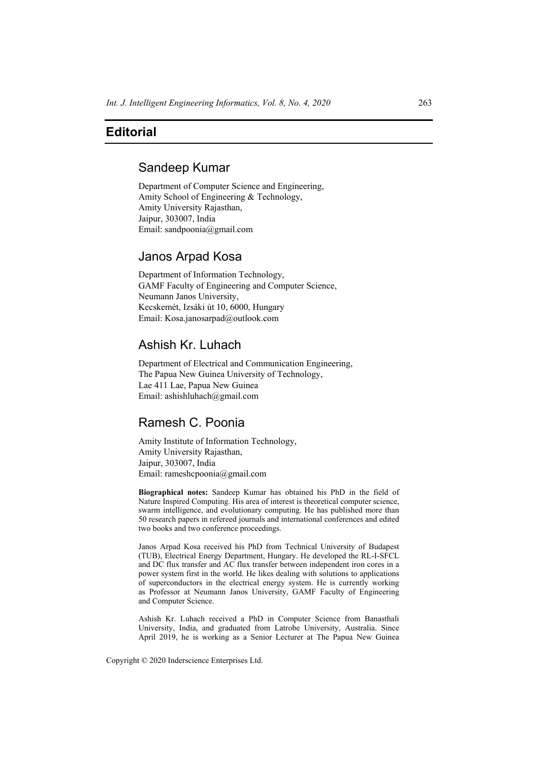# Editorial

## Sandeep Kumar

Department of Computer Science and Engineering,
Amity School of Engineering & Technology,
Amity University Rajasthan,
Jaipur, 303007, India
Email: sandpoonia@gmail.com

## Janos Arpad Kosa

Department of Information Technology,
GAMF Faculty of Engineering and Computer Science,
Neumann Janos University,
Kecskemét, Izsáki út 10, 6000, Hungary
Email: Kosa.janosarpad@outlook.com

## Ashish Kr. Luhach

Department of Electrical and Communication Engineering,
The Papua New Guinea University of Technology,
Lae 411 Lae, Papua New Guinea
Email: ashishluhach@gmail.com

## Ramesh C. Poonia

Amity Institute of Information Technology,
Amity University Rajasthan,
Jaipur, 303007, India
Email: rameshcpoonia@gmail.com

**Biographical notes:** Sandeep Kumar has obtained his PhD in the field of Nature Inspired Computing. His area of interest is theoretical computer science, swarm intelligence, and evolutionary computing. He has published more than 50 research papers in refereed journals and international conferences and edited two books and two conference proceedings.

Janos Arpad Kosa received his PhD from Technical University of Budapest (TUB), Electrical Energy Department, Hungary. He developed the RL-I-SFCL and DC flux transfer and AC flux transfer between independent iron cores in a power system first in the world. He likes dealing with solutions to applications of superconductors in the electrical energy system. He is currently working as Professor at Neumann Janos University, GAMF Faculty of Engineering and Computer Science.

Ashish Kr. Luhach received a PhD in Computer Science from Banasthali University, India, and graduated from Latrobe University, Australia. Since April 2019, he is working as a Senior Lecturer at The Papua New Guinea

Copyright © 2020 Inderscience Enterprises Ltd.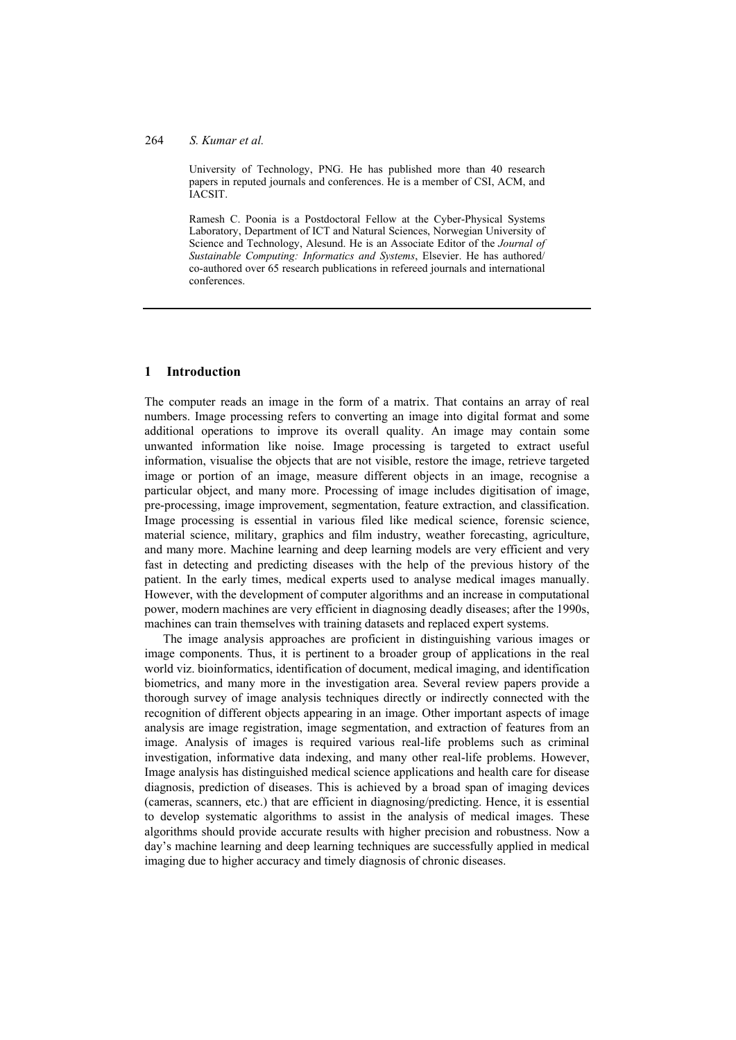University of Technology, PNG. He has published more than 40 research papers in reputed journals and conferences. He is a member of CSI, ACM, and IACSIT.

Ramesh C. Poonia is a Postdoctoral Fellow at the Cyber-Physical Systems Laboratory, Department of ICT and Natural Sciences, Norwegian University of Science and Technology, Alesund. He is an Associate Editor of the *Journal of Sustainable Computing: Informatics and Systems*, Elsevier. He has authored/co-authored over 65 research publications in refereed journals and international conferences.

## 1 Introduction

The computer reads an image in the form of a matrix. That contains an array of real numbers. Image processing refers to converting an image into digital format and some additional operations to improve its overall quality. An image may contain some unwanted information like noise. Image processing is targeted to extract useful information, visualise the objects that are not visible, restore the image, retrieve targeted image or portion of an image, measure different objects in an image, recognise a particular object, and many more. Processing of image includes digitisation of image, pre-processing, image improvement, segmentation, feature extraction, and classification. Image processing is essential in various filed like medical science, forensic science, material science, military, graphics and film industry, weather forecasting, agriculture, and many more. Machine learning and deep learning models are very efficient and very fast in detecting and predicting diseases with the help of the previous history of the patient. In the early times, medical experts used to analyse medical images manually. However, with the development of computer algorithms and an increase in computational power, modern machines are very efficient in diagnosing deadly diseases; after the 1990s, machines can train themselves with training datasets and replaced expert systems.

The image analysis approaches are proficient in distinguishing various images or image components. Thus, it is pertinent to a broader group of applications in the real world viz. bioinformatics, identification of document, medical imaging, and identification biometrics, and many more in the investigation area. Several review papers provide a thorough survey of image analysis techniques directly or indirectly connected with the recognition of different objects appearing in an image. Other important aspects of image analysis are image registration, image segmentation, and extraction of features from an image. Analysis of images is required various real-life problems such as criminal investigation, informative data indexing, and many other real-life problems. However, Image analysis has distinguished medical science applications and health care for disease diagnosis, prediction of diseases. This is achieved by a broad span of imaging devices (cameras, scanners, etc.) that are efficient in diagnosing/predicting. Hence, it is essential to develop systematic algorithms to assist in the analysis of medical images. These algorithms should provide accurate results with higher precision and robustness. Now a day's machine learning and deep learning techniques are successfully applied in medical imaging due to higher accuracy and timely diagnosis of chronic diseases.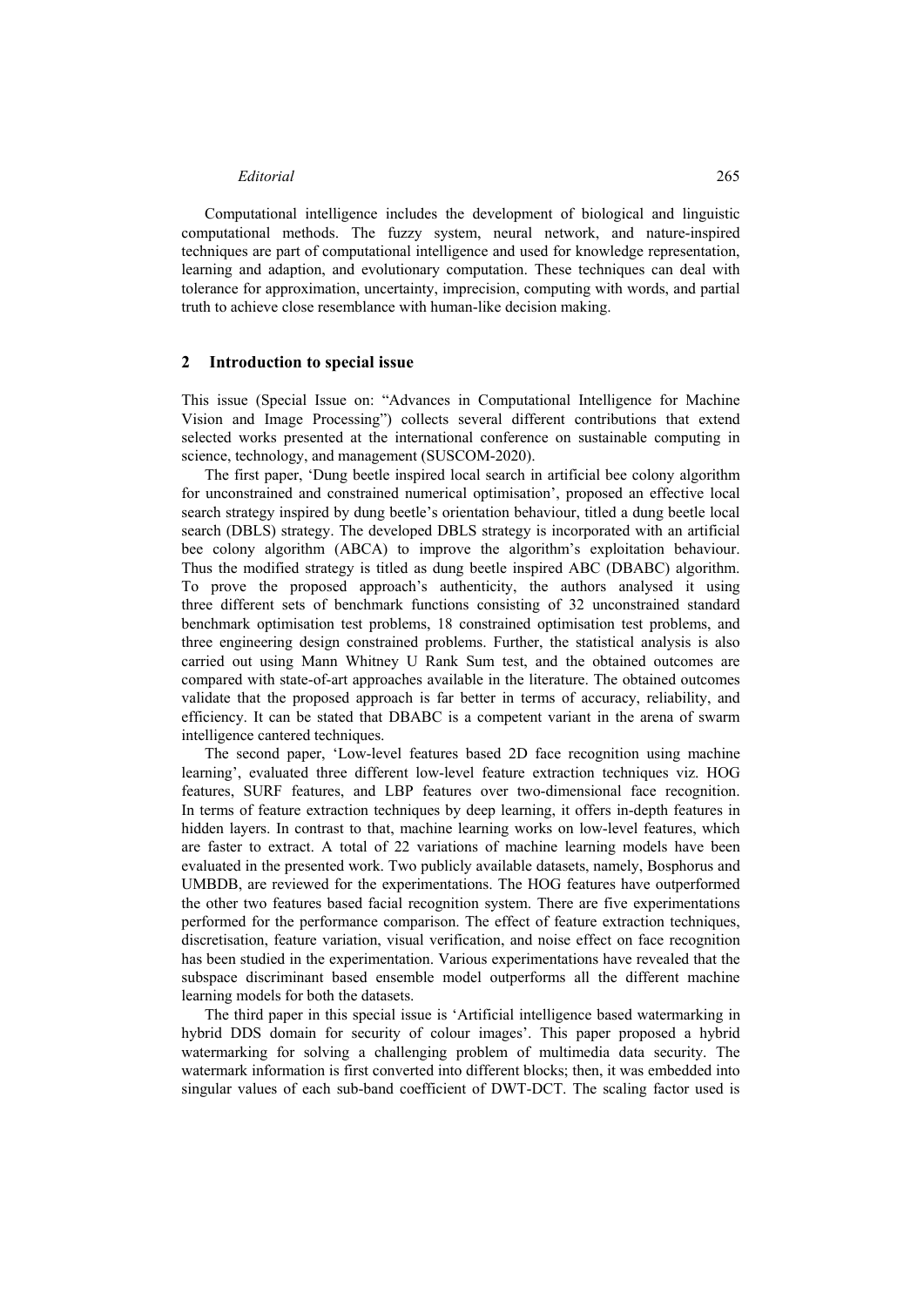Computational intelligence includes the development of biological and linguistic computational methods. The fuzzy system, neural network, and nature-inspired techniques are part of computational intelligence and used for knowledge representation, learning and adaption, and evolutionary computation. These techniques can deal with tolerance for approximation, uncertainty, imprecision, computing with words, and partial truth to achieve close resemblance with human-like decision making.

## 2 Introduction to special issue

This issue (Special Issue on: "Advances in Computational Intelligence for Machine Vision and Image Processing") collects several different contributions that extend selected works presented at the international conference on sustainable computing in science, technology, and management (SUSCOM-2020).

The first paper, 'Dung beetle inspired local search in artificial bee colony algorithm for unconstrained and constrained numerical optimisation', proposed an effective local search strategy inspired by dung beetle's orientation behaviour, titled a dung beetle local search (DBLS) strategy. The developed DBLS strategy is incorporated with an artificial bee colony algorithm (ABCA) to improve the algorithm's exploitation behaviour. Thus the modified strategy is titled as dung beetle inspired ABC (DBABC) algorithm. To prove the proposed approach's authenticity, the authors analysed it using three different sets of benchmark functions consisting of 32 unconstrained standard benchmark optimisation test problems, 18 constrained optimisation test problems, and three engineering design constrained problems. Further, the statistical analysis is also carried out using Mann Whitney U Rank Sum test, and the obtained outcomes are compared with state-of-art approaches available in the literature. The obtained outcomes validate that the proposed approach is far better in terms of accuracy, reliability, and efficiency. It can be stated that DBABC is a competent variant in the arena of swarm intelligence cantered techniques.

The second paper, 'Low-level features based 2D face recognition using machine learning', evaluated three different low-level feature extraction techniques viz. HOG features, SURF features, and LBP features over two-dimensional face recognition. In terms of feature extraction techniques by deep learning, it offers in-depth features in hidden layers. In contrast to that, machine learning works on low-level features, which are faster to extract. A total of 22 variations of machine learning models have been evaluated in the presented work. Two publicly available datasets, namely, Bosphorus and UMBDB, are reviewed for the experimentations. The HOG features have outperformed the other two features based facial recognition system. There are five experimentations performed for the performance comparison. The effect of feature extraction techniques, discretisation, feature variation, visual verification, and noise effect on face recognition has been studied in the experimentation. Various experimentations have revealed that the subspace discriminant based ensemble model outperforms all the different machine learning models for both the datasets.

The third paper in this special issue is 'Artificial intelligence based watermarking in hybrid DDS domain for security of colour images'. This paper proposed a hybrid watermarking for solving a challenging problem of multimedia data security. The watermark information is first converted into different blocks; then, it was embedded into singular values of each sub-band coefficient of DWT-DCT. The scaling factor used is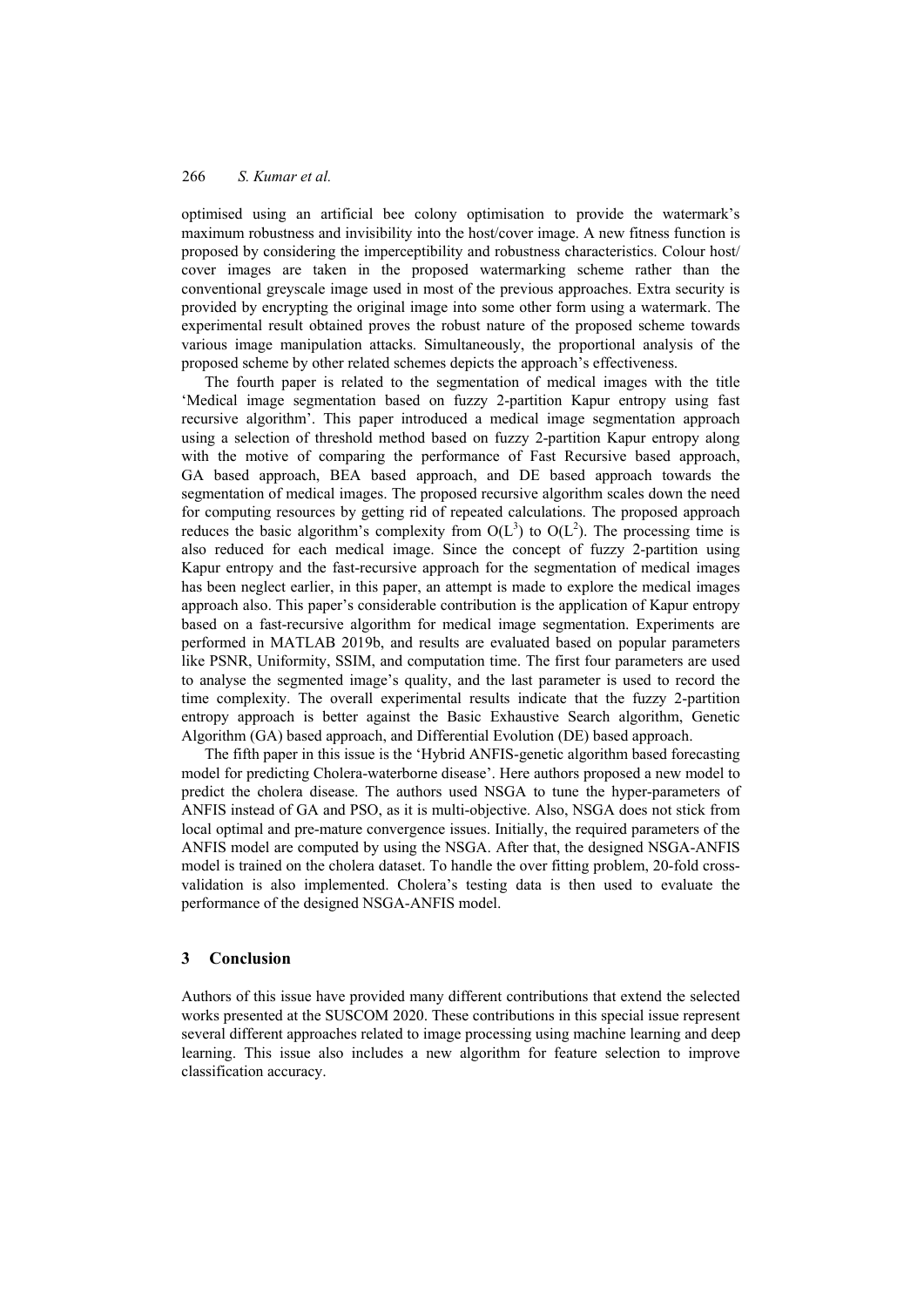optimised using an artificial bee colony optimisation to provide the watermark's maximum robustness and invisibility into the host/cover image. A new fitness function is proposed by considering the imperceptibility and robustness characteristics. Colour host/cover images are taken in the proposed watermarking scheme rather than the conventional greyscale image used in most of the previous approaches. Extra security is provided by encrypting the original image into some other form using a watermark. The experimental result obtained proves the robust nature of the proposed scheme towards various image manipulation attacks. Simultaneously, the proportional analysis of the proposed scheme by other related schemes depicts the approach's effectiveness.

The fourth paper is related to the segmentation of medical images with the title 'Medical image segmentation based on fuzzy 2-partition Kapur entropy using fast recursive algorithm'. This paper introduced a medical image segmentation approach using a selection of threshold method based on fuzzy 2-partition Kapur entropy along with the motive of comparing the performance of Fast Recursive based approach, GA based approach, BEA based approach, and DE based approach towards the segmentation of medical images. The proposed recursive algorithm scales down the need for computing resources by getting rid of repeated calculations. The proposed approach reduces the basic algorithm's complexity from $O(L^3)$ to $O(L^2)$. The processing time is also reduced for each medical image. Since the concept of fuzzy 2-partition using Kapur entropy and the fast-recursive approach for the segmentation of medical images has been neglect earlier, in this paper, an attempt is made to explore the medical images approach also. This paper's considerable contribution is the application of Kapur entropy based on a fast-recursive algorithm for medical image segmentation. Experiments are performed in MATLAB 2019b, and results are evaluated based on popular parameters like PSNR, Uniformity, SSIM, and computation time. The first four parameters are used to analyse the segmented image's quality, and the last parameter is used to record the time complexity. The overall experimental results indicate that the fuzzy 2-partition entropy approach is better against the Basic Exhaustive Search algorithm, Genetic Algorithm (GA) based approach, and Differential Evolution (DE) based approach.

The fifth paper in this issue is the 'Hybrid ANFIS-genetic algorithm based forecasting model for predicting Cholera-waterborne disease'. Here authors proposed a new model to predict the cholera disease. The authors used NSGA to tune the hyper-parameters of ANFIS instead of GA and PSO, as it is multi-objective. Also, NSGA does not stick from local optimal and pre-mature convergence issues. Initially, the required parameters of the ANFIS model are computed by using the NSGA. After that, the designed NSGA-ANFIS model is trained on the cholera dataset. To handle the over fitting problem, 20-fold cross-validation is also implemented. Cholera's testing data is then used to evaluate the performance of the designed NSGA-ANFIS model.

## 3 Conclusion

Authors of this issue have provided many different contributions that extend the selected works presented at the SUSCOM 2020. These contributions in this special issue represent several different approaches related to image processing using machine learning and deep learning. This issue also includes a new algorithm for feature selection to improve classification accuracy.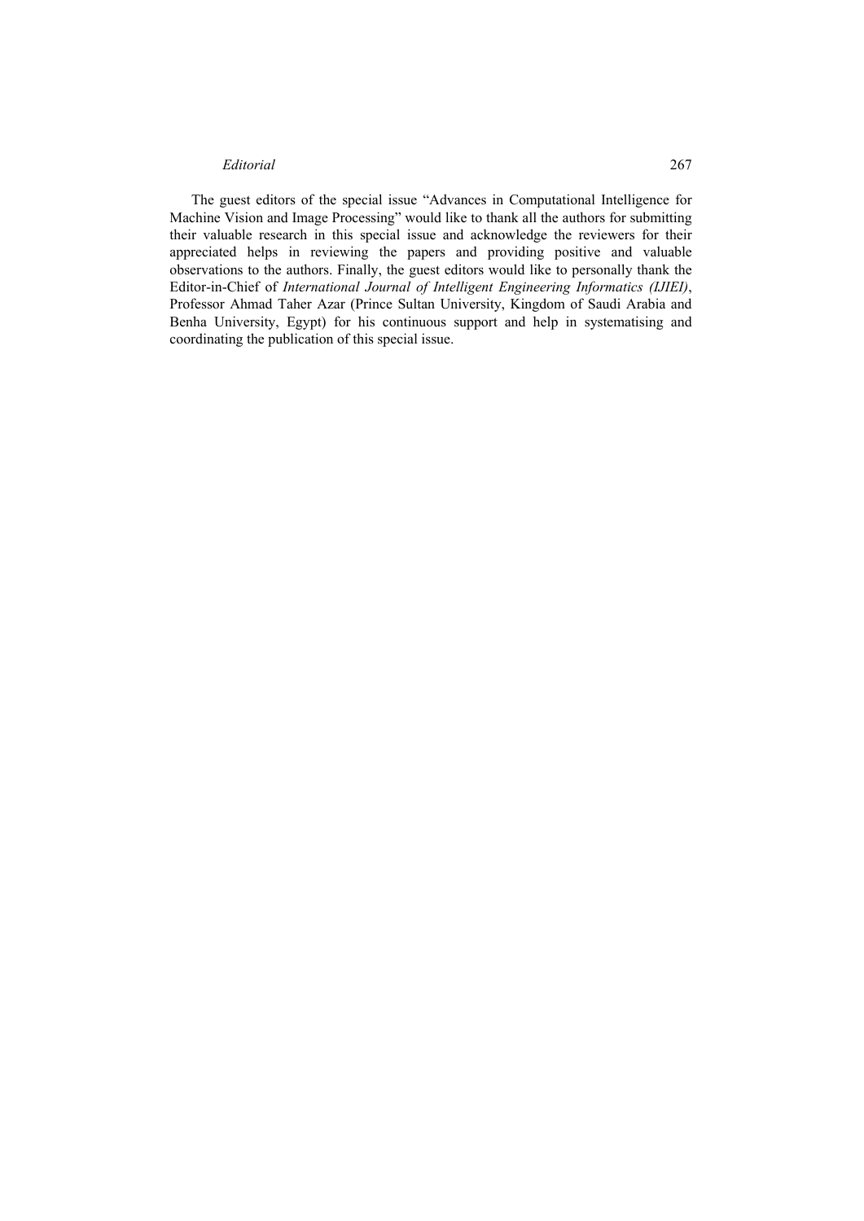The guest editors of the special issue "Advances in Computational Intelligence for Machine Vision and Image Processing" would like to thank all the authors for submitting their valuable research in this special issue and acknowledge the reviewers for their appreciated helps in reviewing the papers and providing positive and valuable observations to the authors. Finally, the guest editors would like to personally thank the Editor-in-Chief of *International Journal of Intelligent Engineering Informatics (IJIEI)*, Professor Ahmad Taher Azar (Prince Sultan University, Kingdom of Saudi Arabia and Benha University, Egypt) for his continuous support and help in systematising and coordinating the publication of this special issue.